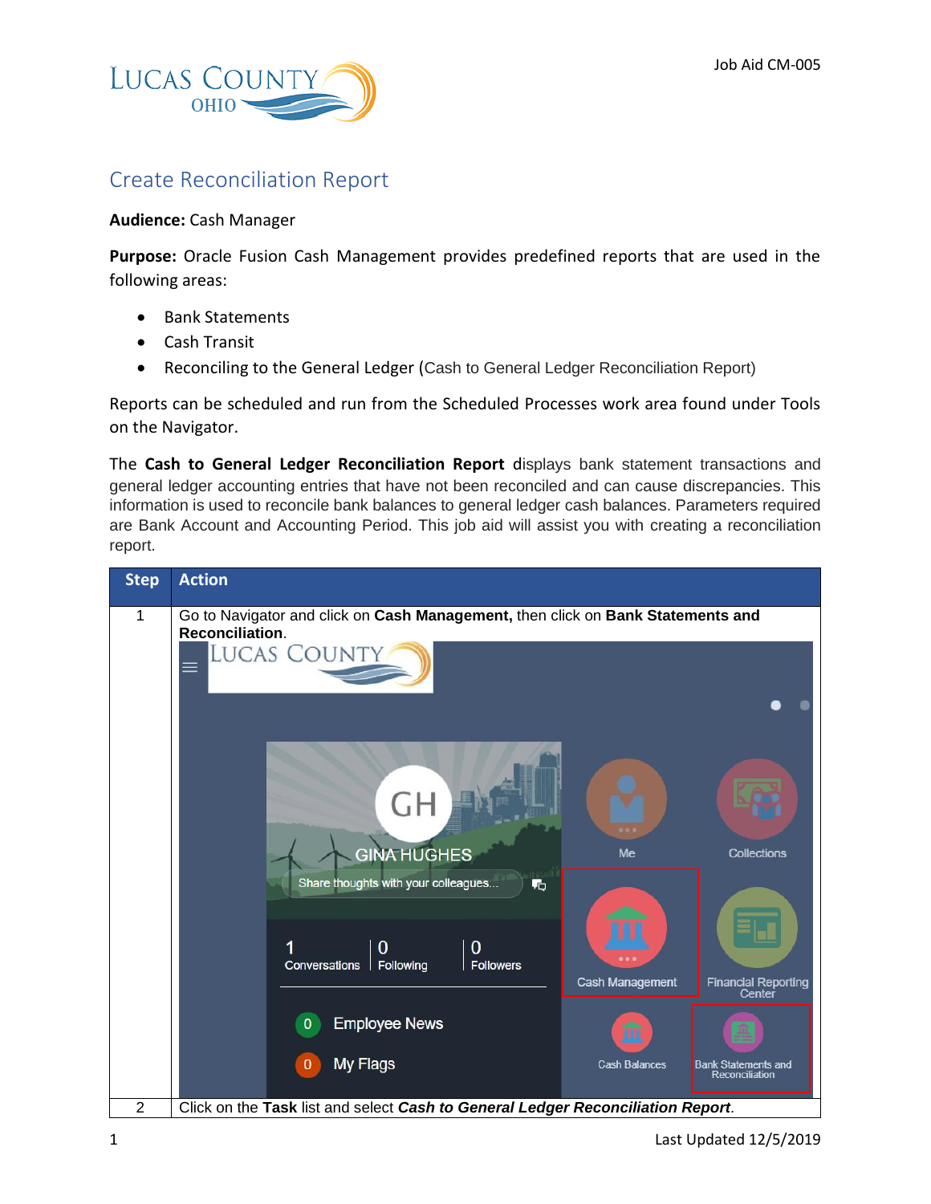# Create Reconciliation Report

**Audience:** Cash Manager

**Purpose:** Oracle Fusion Cash Management provides predefined reports that are used in the following areas:

- Bank Statements
- Cash Transit
- Reconciling to the General Ledger (Cash to General Ledger Reconciliation Report)

Reports can be scheduled and run from the Scheduled Processes work area found under Tools on the Navigator.

The **Cash to General Ledger Reconciliation Report** displays bank statement transactions and general ledger accounting entries that have not been reconciled and can cause discrepancies. This information is used to reconcile bank balances to general ledger cash balances. Parameters required are Bank Account and Accounting Period. This job aid will assist you with creating a reconciliation report.

| Step | Action |
| --- | --- |
| 1 | Go to Navigator and click on **Cash Management,** then click on **Bank Statements and Reconciliation**. |
| 2 | Click on the **Task** list and select ***Cash to General Ledger Reconciliation Report***. |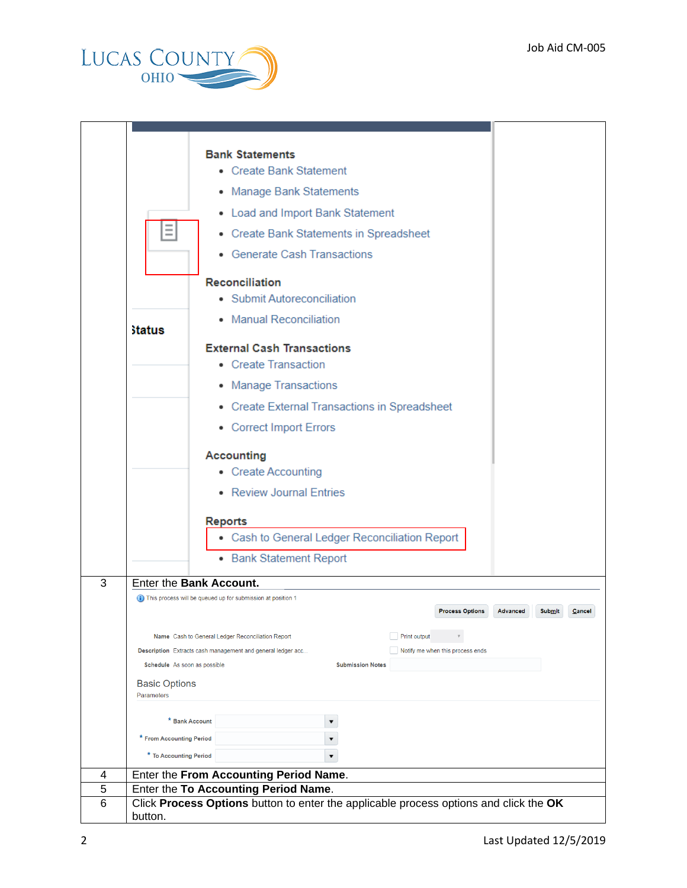| | |
|---|---|
| | **Bank Statements**<br>• Create Bank Statement<br>• Manage Bank Statements<br>• Load and Import Bank Statement<br>• Create Bank Statements in Spreadsheet<br>• Generate Cash Transactions<br>**Reconciliation**<br>• Submit Autoreconciliation<br>• Manual Reconciliation<br>**External Cash Transactions**<br>• Create Transaction<br>• Manage Transactions<br>• Create External Transactions in Spreadsheet<br>• Correct Import Errors<br>**Accounting**<br>• Create Accounting<br>• Review Journal Entries<br>**Reports**<br>• Cash to General Ledger Reconciliation Report<br>• Bank Statement Report |
| 3 | Enter the **Bank Account.**<br>This process will be queued up for submission at position 1<br>Process Options · Advanced · Submit · Cancel<br>Name: Cash to General Ledger Reconciliation Report<br>Description: Extracts cash management and general ledger acc...<br>Schedule: As soon as possible<br>Print output · Notify me when this process ends · Submission Notes<br>Basic Options<br>Parameters<br>* Bank Account<br>* From Accounting Period<br>* To Accounting Period |
| 4 | Enter the **From Accounting Period Name**. |
| 5 | Enter the **To Accounting Period Name**. |
| 6 | Click **Process Options** button to enter the applicable process options and click the **OK** button. |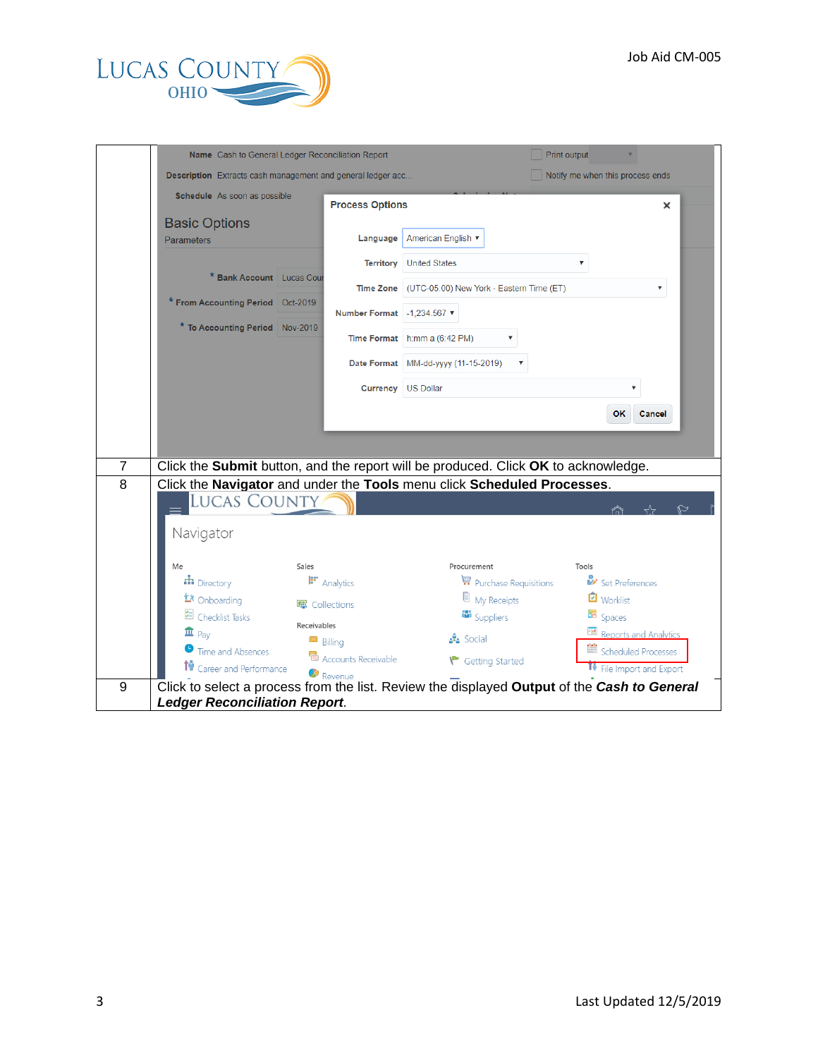| | |
|---|---|
| | |
| 7 | Click the **Submit** button, and the report will be produced. Click **OK** to acknowledge. |
| 8 | Click the **Navigator** and under the **Tools** menu click **Scheduled Processes**. |
| 9 | Click to select a process from the list. Review the displayed **Output** of the ***Cash to General Ledger Reconciliation Report***. |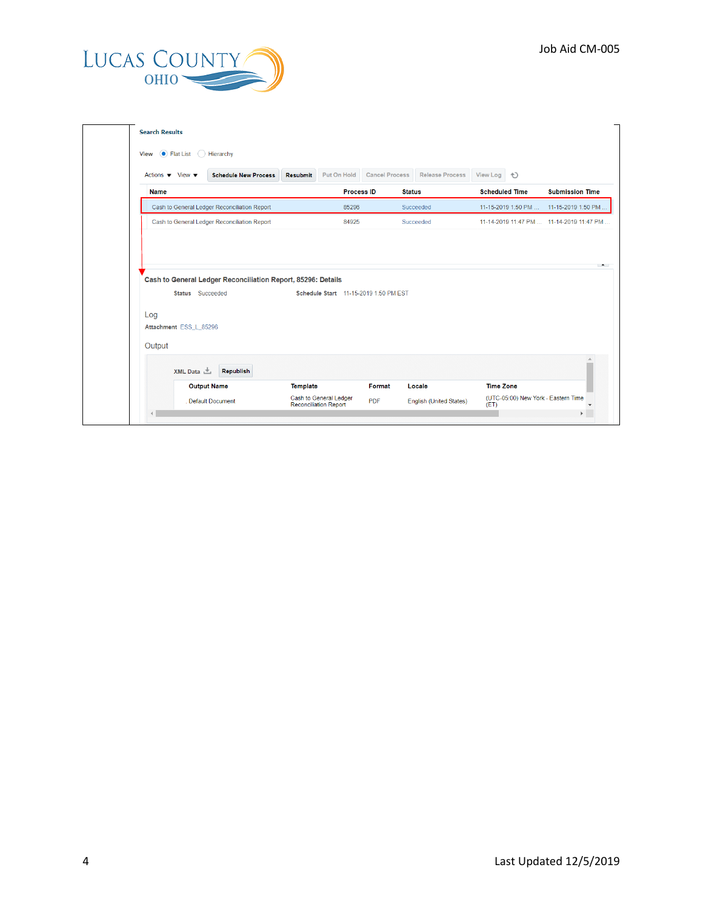Search Results

View (•) Flat List ( ) Hierarchy

Actions ▾ View ▾ Schedule New Process Resubmit Put On Hold Cancel Process Release Process View Log

| Name | Process ID | Status | Scheduled Time | Submission Time |
|---|---|---|---|---|
| Cash to General Ledger Reconciliation Report | 85296 | Succeeded | 11-15-2019 1:50 PM ... | 11-15-2019 1:50 PM ... |
| Cash to General Ledger Reconciliation Report | 84925 | Succeeded | 11-14-2019 11:47 PM ... | 11-14-2019 11:47 PM ... |

**Cash to General Ledger Reconciliation Report, 85296: Details**

**Status** Succeeded **Schedule Start** 11-15-2019 1:50 PM EST

Log

**Attachment** ESS_L_85296

Output

XML Data Republish

| Output Name | Template | Format | Locale | Time Zone |
|---|---|---|---|---|
| Default Document | Cash to General Ledger Reconciliation Report | PDF | English (United States) | (UTC-05:00) New York - Eastern Time (ET) |